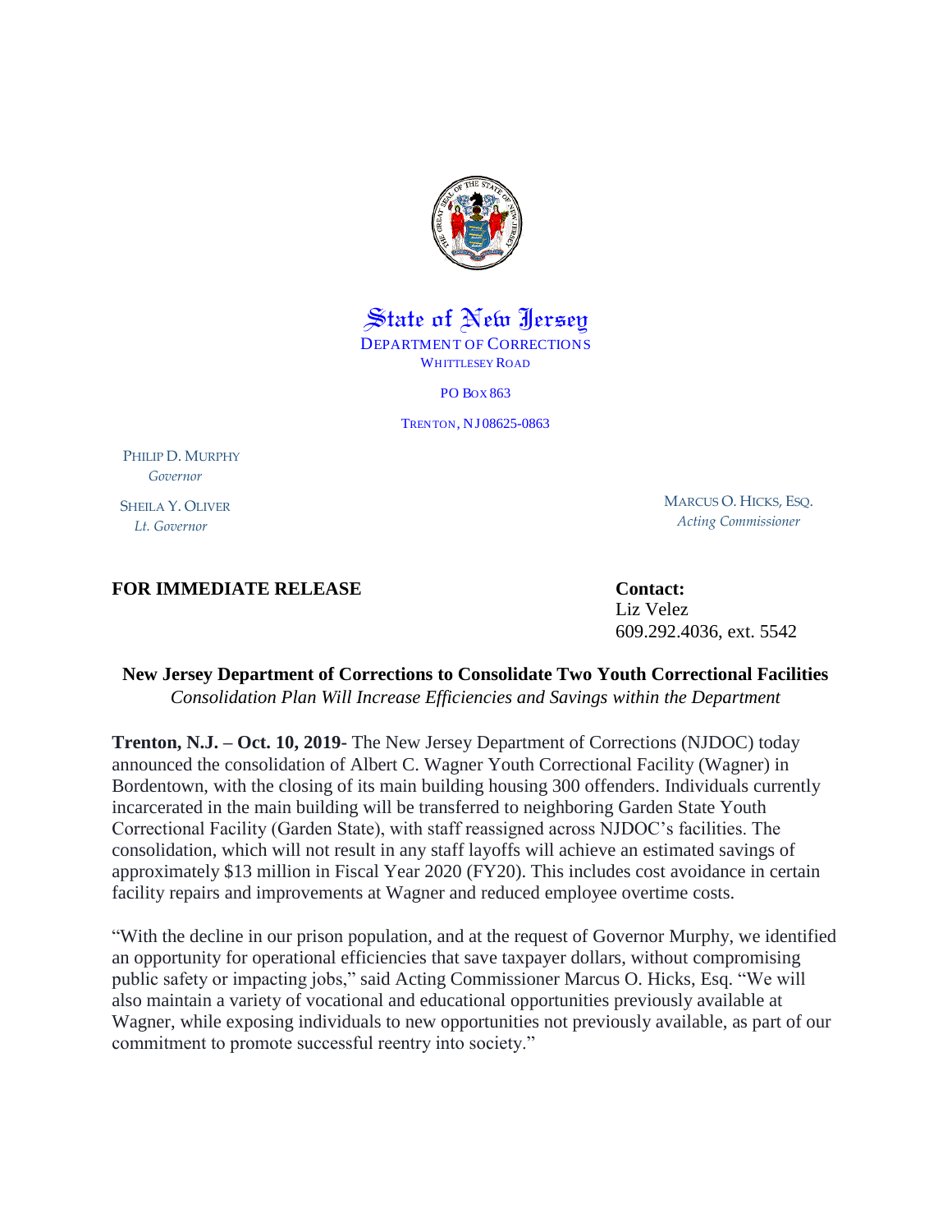State of New Jersey
DEPARTMENT OF CORRECTIONS
WHITTLESEY ROAD

PO BOX 863

TRENTON, NJ 08625-0863

PHILIP D. MURPHY
*Governor*

SHEILA Y. OLIVER
*Lt. Governor*

MARCUS O. HICKS, ESQ.
*Acting Commissioner*

**FOR IMMEDIATE RELEASE**

**Contact:**
Liz Velez
609.292.4036, ext. 5542

## New Jersey Department of Corrections to Consolidate Two Youth Correctional Facilities

*Consolidation Plan Will Increase Efficiencies and Savings within the Department*

**Trenton, N.J. – Oct. 10, 2019-** The New Jersey Department of Corrections (NJDOC) today announced the consolidation of Albert C. Wagner Youth Correctional Facility (Wagner) in Bordentown, with the closing of its main building housing 300 offenders. Individuals currently incarcerated in the main building will be transferred to neighboring Garden State Youth Correctional Facility (Garden State), with staff reassigned across NJDOC's facilities. The consolidation, which will not result in any staff layoffs will achieve an estimated savings of approximately $13 million in Fiscal Year 2020 (FY20). This includes cost avoidance in certain facility repairs and improvements at Wagner and reduced employee overtime costs.

"With the decline in our prison population, and at the request of Governor Murphy, we identified an opportunity for operational efficiencies that save taxpayer dollars, without compromising public safety or impacting jobs," said Acting Commissioner Marcus O. Hicks, Esq. "We will also maintain a variety of vocational and educational opportunities previously available at Wagner, while exposing individuals to new opportunities not previously available, as part of our commitment to promote successful reentry into society."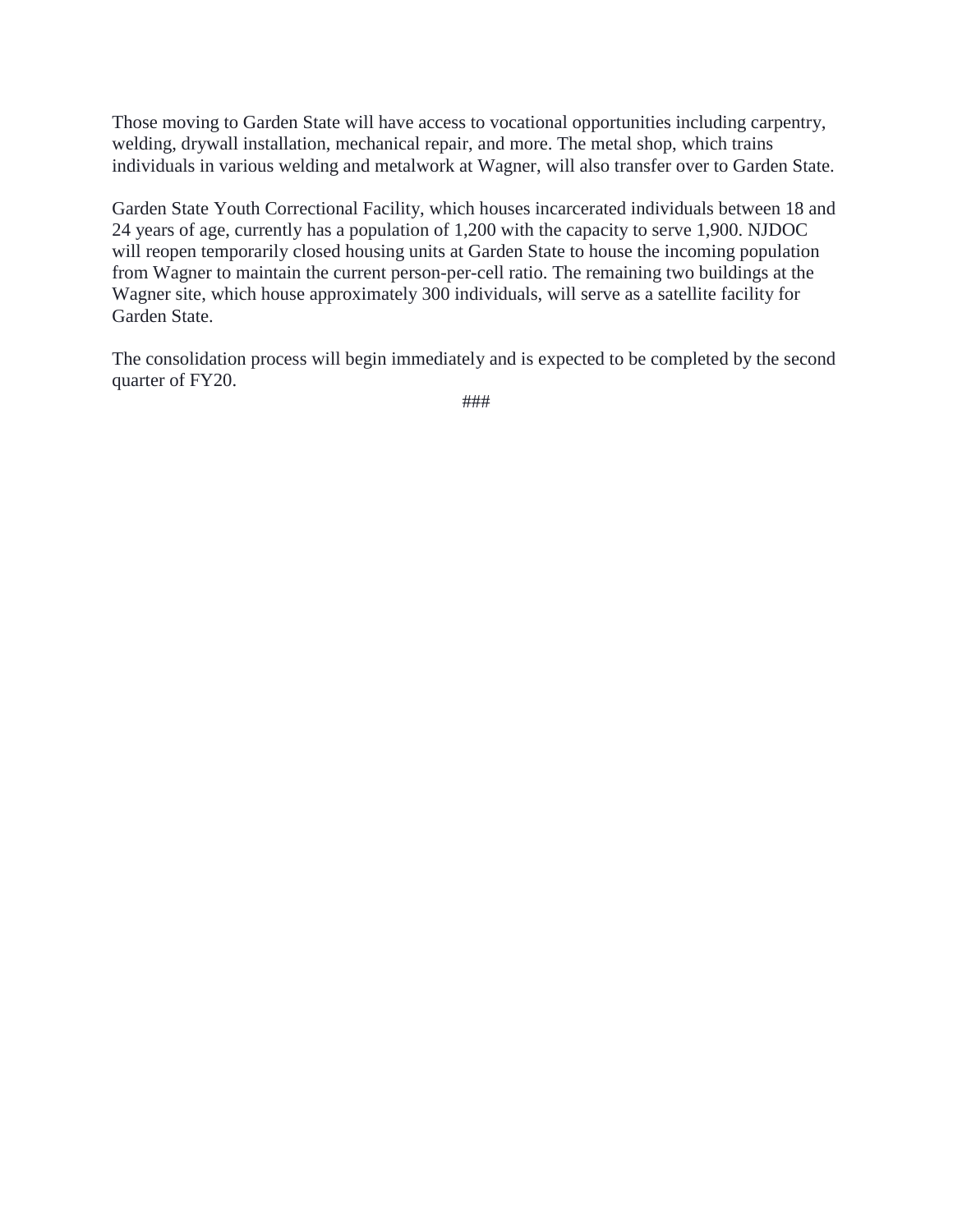Those moving to Garden State will have access to vocational opportunities including carpentry, welding, drywall installation, mechanical repair, and more. The metal shop, which trains individuals in various welding and metalwork at Wagner, will also transfer over to Garden State.

Garden State Youth Correctional Facility, which houses incarcerated individuals between 18 and 24 years of age, currently has a population of 1,200 with the capacity to serve 1,900. NJDOC will reopen temporarily closed housing units at Garden State to house the incoming population from Wagner to maintain the current person-per-cell ratio. The remaining two buildings at the Wagner site, which house approximately 300 individuals, will serve as a satellite facility for Garden State.

The consolidation process will begin immediately and is expected to be completed by the second quarter of FY20.

###